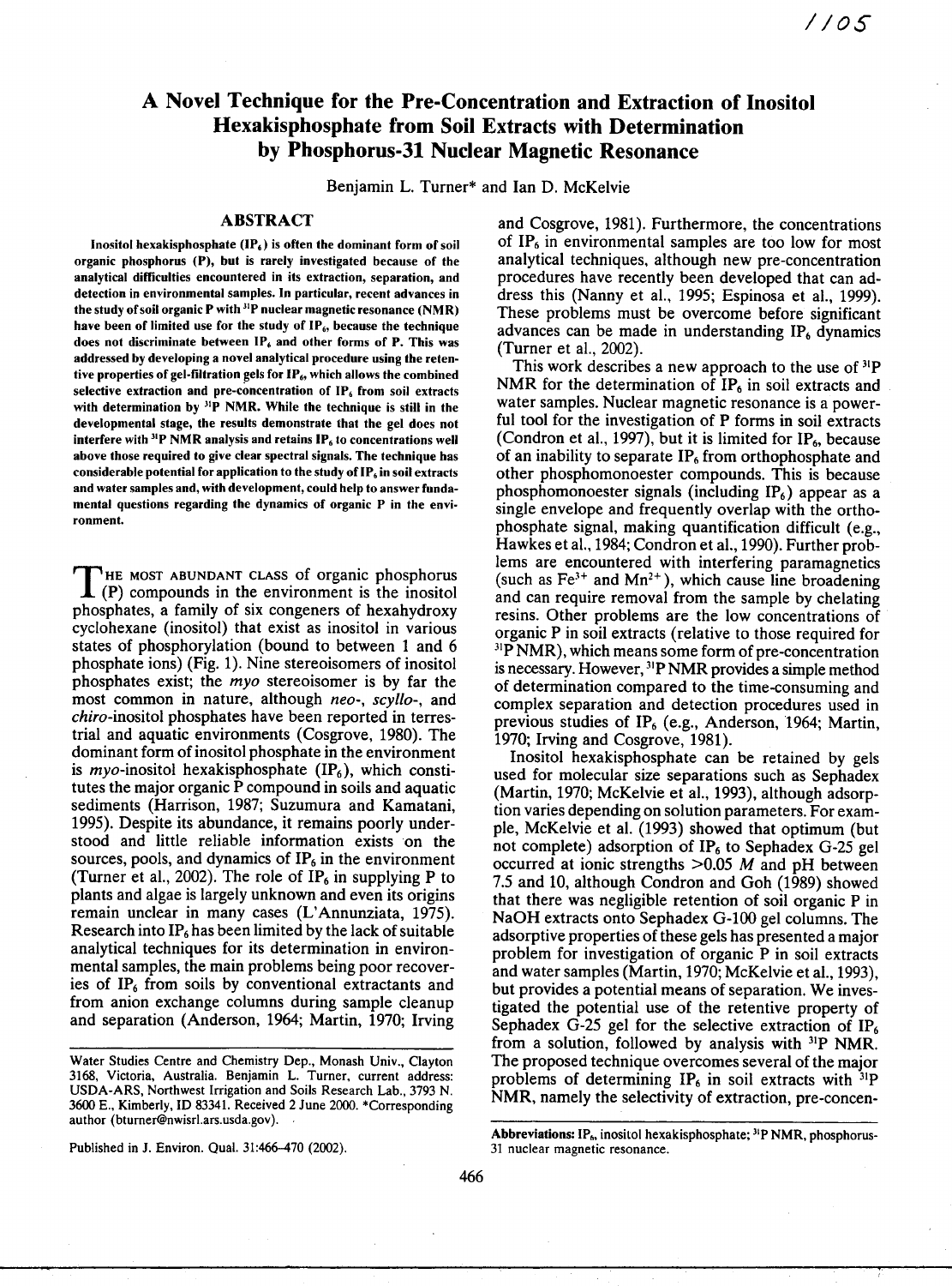# A Novel Technique for the Pre-Concentration and Extraction of Inositol Hexakisphosphate from Soil Extracts with Determination by Phosphorus-31 Nuclear Magnetic Resonance

Benjamin L. Turner* and Ian D. McKelvie

## ABSTRACT

**Inositol hexakisphosphate ($IP_6$) is often the dominant form of soil organic phosphorus (P), but is rarely investigated because of the analytical difficulties encountered in its extraction, separation, and detection in environmental samples. In particular, recent advances in the study of soil organic P with $^{31}P$ nuclear magnetic resonance (NMR) have been of limited use for the study of $IP_6$, because the technique does not discriminate between $IP_6$ and other forms of P. This was addressed by developing a novel analytical procedure using the retentive properties of gel-filtration gels for $IP_6$, which allows the combined selective extraction and pre-concentration of $IP_6$ from soil extracts with determination by $^{31}P$ NMR. While the technique is still in the developmental stage, the results demonstrate that the gel does not interfere with $^{31}P$ NMR analysis and retains $IP_6$ to concentrations well above those required to give clear spectral signals. The technique has considerable potential for application to the study of $IP_6$ in soil extracts and water samples and, with development, could help to answer fundamental questions regarding the dynamics of organic P in the environment.**

THE MOST ABUNDANT CLASS of organic phosphorus (P) compounds in the environment is the inositol phosphates, a family of six congeners of hexahydroxy cyclohexane (inositol) that exist as inositol in various states of phosphorylation (bound to between 1 and 6 phosphate ions) (Fig. 1). Nine stereoisomers of inositol phosphates exist; the *myo* stereoisomer is by far the most common in nature, although *neo*-, *scyllo*-, and *chiro*-inositol phosphates have been reported in terrestrial and aquatic environments (Cosgrove, 1980). The dominant form of inositol phosphate in the environment is *myo*-inositol hexakisphosphate ($IP_6$), which constitutes the major organic P compound in soils and aquatic sediments (Harrison, 1987; Suzumura and Kamatani, 1995). Despite its abundance, it remains poorly understood and little reliable information exists on the sources, pools, and dynamics of $IP_6$ in the environment (Turner et al., 2002). The role of $IP_6$ in supplying P to plants and algae is largely unknown and even its origins remain unclear in many cases (L'Annunziata, 1975). Research into $IP_6$ has been limited by the lack of suitable analytical techniques for its determination in environmental samples, the main problems being poor recoveries of $IP_6$ from soils by conventional extractants and from anion exchange columns during sample cleanup and separation (Anderson, 1964; Martin, 1970; Irving and Cosgrove, 1981). Furthermore, the concentrations of $IP_6$ in environmental samples are too low for most analytical techniques, although new pre-concentration procedures have recently been developed that can address this (Nanny et al., 1995; Espinosa et al., 1999). These problems must be overcome before significant advances can be made in understanding $IP_6$ dynamics (Turner et al., 2002).

This work describes a new approach to the use of $^{31}P$ NMR for the determination of $IP_6$ in soil extracts and water samples. Nuclear magnetic resonance is a powerful tool for the investigation of P forms in soil extracts (Condron et al., 1997), but it is limited for $IP_6$, because of an inability to separate $IP_6$ from orthophosphate and other phosphomonoester compounds. This is because phosphomonoester signals (including $IP_6$) appear as a single envelope and frequently overlap with the orthophosphate signal, making quantification difficult (e.g., Hawkes et al., 1984; Condron et al., 1990). Further problems are encountered with interfering paramagnetics (such as $Fe^{3+}$ and $Mn^{2+}$), which cause line broadening and can require removal from the sample by chelating resins. Other problems are the low concentrations of organic P in soil extracts (relative to those required for $^{31}P$ NMR), which means some form of pre-concentration is necessary. However, $^{31}P$ NMR provides a simple method of determination compared to the time-consuming and complex separation and detection procedures used in previous studies of $IP_6$ (e.g., Anderson, 1964; Martin, 1970; Irving and Cosgrove, 1981).

Inositol hexakisphosphate can be retained by gels used for molecular size separations such as Sephadex (Martin, 1970; McKelvie et al., 1993), although adsorption varies depending on solution parameters. For example, McKelvie et al. (1993) showed that optimum (but not complete) adsorption of $IP_6$ to Sephadex G-25 gel occurred at ionic strengths >0.05 *M* and pH between 7.5 and 10, although Condron and Goh (1989) showed that there was negligible retention of soil organic P in NaOH extracts onto Sephadex G-100 gel columns. The adsorptive properties of these gels has presented a major problem for investigation of organic P in soil extracts and water samples (Martin, 1970; McKelvie et al., 1993), but provides a potential means of separation. We investigated the potential use of the retentive property of Sephadex G-25 gel for the selective extraction of $IP_6$ from a solution, followed by analysis with $^{31}P$ NMR. The proposed technique overcomes several of the major problems of determining $IP_6$ in soil extracts with $^{31}P$ NMR, namely the selectivity of extraction, pre-concen-

Water Studies Centre and Chemistry Dep., Monash Univ., Clayton 3168, Victoria, Australia. Benjamin L. Turner, current address: USDA-ARS, Northwest Irrigation and Soils Research Lab., 3793 N. 3600 E., Kimberly, ID 83341. Received 2 June 2000. *Corresponding author (bturner@nwisrl.ars.usda.gov).

Published in J. Environ. Qual. 31:466–470 (2002).

**Abbreviations:** $IP_6$, inositol hexakisphosphate; $^{31}P$ NMR, phosphorus-31 nuclear magnetic resonance.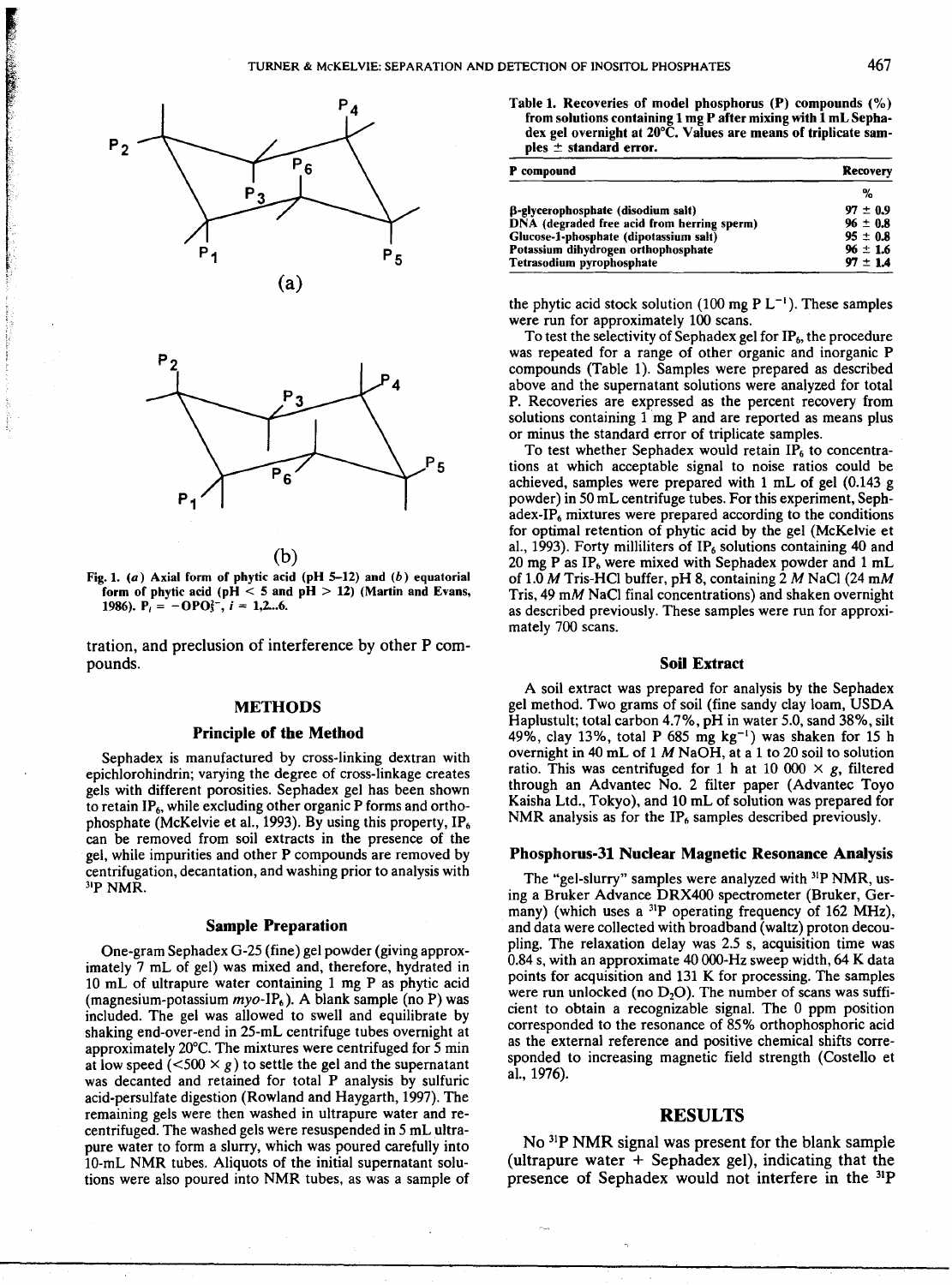Fig. 1. (*a*) Axial form of phytic acid (pH 5–12) and (*b*) equatorial form of phytic acid (pH < 5 and pH > 12) (Martin and Evans, 1986). $P_i = -OPO_3^{2-}$, $i = 1,2...6$.

tration, and preclusion of interference by other P compounds.

## METHODS

### Principle of the Method

Sephadex is manufactured by cross-linking dextran with epichlorohindrin; varying the degree of cross-linkage creates gels with different porosities. Sephadex gel has been shown to retain $IP_6$, while excluding other organic P forms and orthophosphate (McKelvie et al., 1993). By using this property, $IP_6$ can be removed from soil extracts in the presence of the gel, while impurities and other P compounds are removed by centrifugation, decantation, and washing prior to analysis with $^{31}P$ NMR.

### Sample Preparation

One-gram Sephadex G-25 (fine) gel powder (giving approximately 7 mL of gel) was mixed and, therefore, hydrated in 10 mL of ultrapure water containing 1 mg P as phytic acid (magnesium-potassium *myo*-$IP_6$). A blank sample (no P) was included. The gel was allowed to swell and equilibrate by shaking end-over-end in 25-mL centrifuge tubes overnight at approximately 20°C. The mixtures were centrifuged for 5 min at low speed (<500 × *g*) to settle the gel and the supernatant was decanted and retained for total P analysis by sulfuric acid-persulfate digestion (Rowland and Haygarth, 1997). The remaining gels were then washed in ultrapure water and recentrifuged. The washed gels were resuspended in 5 mL ultrapure water to form a slurry, which was poured carefully into 10-mL NMR tubes. Aliquots of the initial supernatant solutions were also poured into NMR tubes, as was a sample of the phytic acid stock solution (100 mg P $L^{-1}$). These samples were run for approximately 100 scans.

To test the selectivity of Sephadex gel for $IP_6$, the procedure was repeated for a range of other organic and inorganic P compounds (Table 1). Samples were prepared as described above and the supernatant solutions were analyzed for total P. Recoveries are expressed as the percent recovery from solutions containing 1 mg P and are reported as means plus or minus the standard error of triplicate samples.

**Table 1. Recoveries of model phosphorus (P) compounds (%) from solutions containing 1 mg P after mixing with 1 mL Sephadex gel overnight at 20°C. Values are means of triplicate samples ± standard error.**

| P compound | Recovery |
|---|---|
| | % |
| β-glycerophosphate (disodium salt) | 97 ± 0.9 |
| DNA (degraded free acid from herring sperm) | 96 ± 0.8 |
| Glucose-1-phosphate (dipotassium salt) | 95 ± 0.8 |
| Potassium dihydrogen orthophosphate | 96 ± 1.6 |
| Tetrasodium pyrophosphate | 97 ± 1.4 |

To test whether Sephadex would retain $IP_6$ to concentrations at which acceptable signal to noise ratios could be achieved, samples were prepared with 1 mL of gel (0.143 g powder) in 50 mL centrifuge tubes. For this experiment, Sephadex-$IP_6$ mixtures were prepared according to the conditions for optimal retention of phytic acid by the gel (McKelvie et al., 1993). Forty milliliters of $IP_6$ solutions containing 40 and 20 mg P as $IP_6$ were mixed with Sephadex powder and 1 mL of 1.0 *M* Tris-HCl buffer, pH 8, containing 2 *M* NaCl (24 m*M* Tris, 49 m*M* NaCl final concentrations) and shaken overnight as described previously. These samples were run for approximately 700 scans.

### Soil Extract

A soil extract was prepared for analysis by the Sephadex gel method. Two grams of soil (fine sandy clay loam, USDA Haplustult; total carbon 4.7%, pH in water 5.0, sand 38%, silt 49%, clay 13%, total P 685 mg $kg^{-1}$) was shaken for 15 h overnight in 40 mL of 1 *M* NaOH, at a 1 to 20 soil to solution ratio. This was centrifuged for 1 h at 10 000 × *g*, filtered through an Advantec No. 2 filter paper (Advantec Toyo Kaisha Ltd., Tokyo), and 10 mL of solution was prepared for NMR analysis as for the $IP_6$ samples described previously.

### Phosphorus-31 Nuclear Magnetic Resonance Analysis

The "gel-slurry" samples were analyzed with $^{31}P$ NMR, using a Bruker Advance DRX400 spectrometer (Bruker, Germany) (which uses a $^{31}P$ operating frequency of 162 MHz), and data were collected with broadband (waltz) proton decoupling. The relaxation delay was 2.5 s, acquisition time was 0.84 s, with an approximate 40 000-Hz sweep width, 64 K data points for acquisition and 131 K for processing. The samples were run unlocked (no $D_2O$). The number of scans was sufficient to obtain a recognizable signal. The 0 ppm position corresponded to the resonance of 85% orthophosphoric acid as the external reference and positive chemical shifts corresponded to increasing magnetic field strength (Costello et al., 1976).

## RESULTS

No $^{31}P$ NMR signal was present for the blank sample (ultrapure water + Sephadex gel), indicating that the presence of Sephadex would not interfere in the $^{31}P$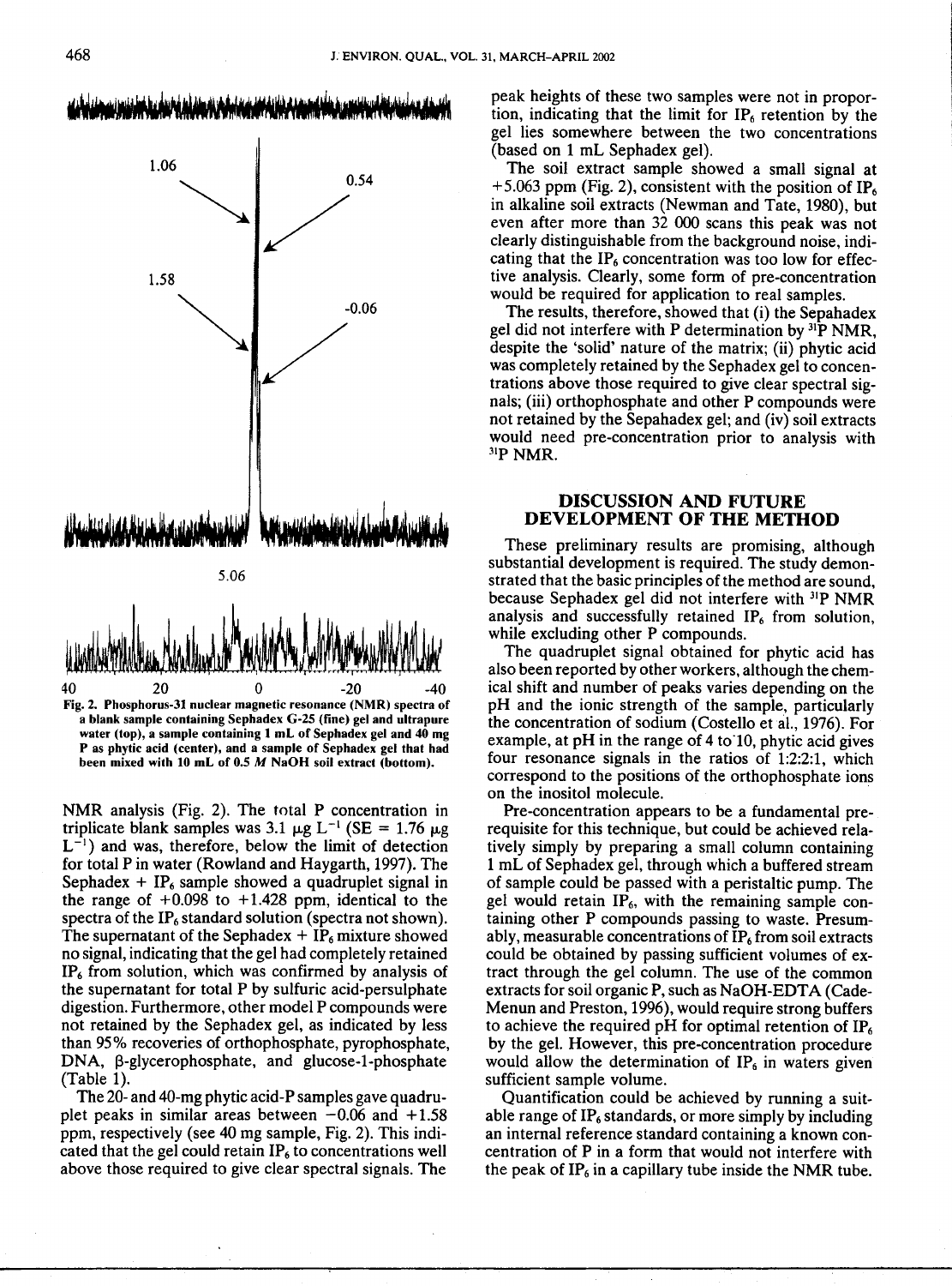1.06

0.54

1.58

-0.06

5.06

40 20 0 -20 -40

Fig. 2. Phosphorus-31 nuclear magnetic resonance (NMR) spectra of a blank sample containing Sephadex G-25 (fine) gel and ultrapure water (top), a sample containing 1 mL of Sephadex gel and 40 mg P as phytic acid (center), and a sample of Sephadex gel that had been mixed with 10 mL of 0.5 *M* NaOH soil extract (bottom).

NMR analysis (Fig. 2). The total P concentration in triplicate blank samples was 3.1 $\mu g\ L^{-1}$ (SE = 1.76 $\mu g\ L^{-1}$) and was, therefore, below the limit of detection for total P in water (Rowland and Haygarth, 1997). The Sephadex + $IP_6$ sample showed a quadruplet signal in the range of +0.098 to +1.428 ppm, identical to the spectra of the $IP_6$ standard solution (spectra not shown). The supernatant of the Sephadex + $IP_6$ mixture showed no signal, indicating that the gel had completely retained $IP_6$ from solution, which was confirmed by analysis of the supernatant for total P by sulfuric acid-persulphate digestion. Furthermore, other model P compounds were not retained by the Sephadex gel, as indicated by less than 95% recoveries of orthophosphate, pyrophosphate, DNA, β-glycerophosphate, and glucose-1-phosphate (Table 1).

The 20- and 40-mg phytic acid-P samples gave quadruplet peaks in similar areas between −0.06 and +1.58 ppm, respectively (see 40 mg sample, Fig. 2). This indicated that the gel could retain $IP_6$ to concentrations well above those required to give clear spectral signals. The peak heights of these two samples were not in proportion, indicating that the limit for $IP_6$ retention by the gel lies somewhere between the two concentrations (based on 1 mL Sephadex gel).

The soil extract sample showed a small signal at +5.063 ppm (Fig. 2), consistent with the position of $IP_6$ in alkaline soil extracts (Newman and Tate, 1980), but even after more than 32 000 scans this peak was not clearly distinguishable from the background noise, indicating that the $IP_6$ concentration was too low for effective analysis. Clearly, some form of pre-concentration would be required for application to real samples.

The results, therefore, showed that (i) the Sepahadex gel did not interfere with P determination by $^{31}P$ NMR, despite the 'solid' nature of the matrix; (ii) phytic acid was completely retained by the Sephadex gel to concentrations above those required to give clear spectral signals; (iii) orthophosphate and other P compounds were not retained by the Sepahadex gel; and (iv) soil extracts would need pre-concentration prior to analysis with $^{31}P$ NMR.

## DISCUSSION AND FUTURE DEVELOPMENT OF THE METHOD

These preliminary results are promising, although substantial development is required. The study demonstrated that the basic principles of the method are sound, because Sephadex gel did not interfere with $^{31}P$ NMR analysis and successfully retained $IP_6$ from solution, while excluding other P compounds.

The quadruplet signal obtained for phytic acid has also been reported by other workers, although the chemical shift and number of peaks varies depending on the pH and the ionic strength of the sample, particularly the concentration of sodium (Costello et al., 1976). For example, at pH in the range of 4 to 10, phytic acid gives four resonance signals in the ratios of 1:2:2:1, which correspond to the positions of the orthophosphate ions on the inositol molecule.

Pre-concentration appears to be a fundamental prerequisite for this technique, but could be achieved relatively simply by preparing a small column containing 1 mL of Sephadex gel, through which a buffered stream of sample could be passed with a peristaltic pump. The gel would retain $IP_6$, with the remaining sample containing other P compounds passing to waste. Presumably, measurable concentrations of $IP_6$ from soil extracts could be obtained by passing sufficient volumes of extract through the gel column. The use of the common extracts for soil organic P, such as NaOH-EDTA (Cade-Menun and Preston, 1996), would require strong buffers to achieve the required pH for optimal retention of $IP_6$ by the gel. However, this pre-concentration procedure would allow the determination of $IP_6$ in waters given sufficient sample volume.

Quantification could be achieved by running a suitable range of $IP_6$ standards, or more simply by including an internal reference standard containing a known concentration of P in a form that would not interfere with the peak of $IP_6$ in a capillary tube inside the NMR tube.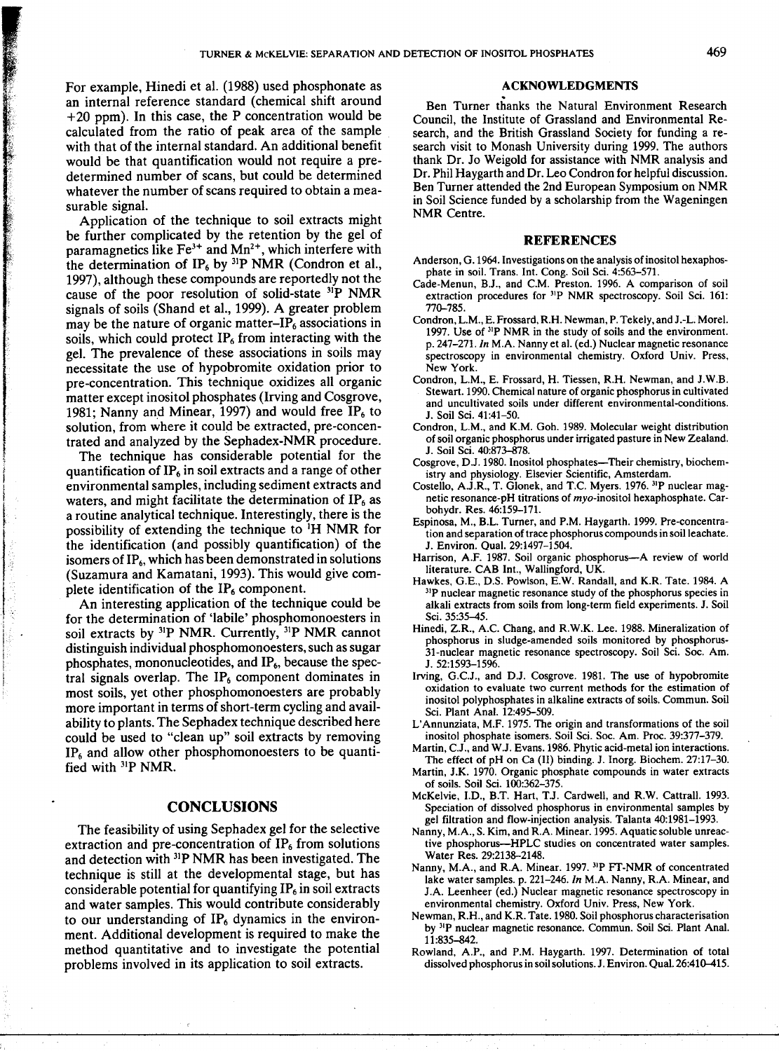For example, Hinedi et al. (1988) used phosphonate as an internal reference standard (chemical shift around +20 ppm). In this case, the P concentration would be calculated from the ratio of peak area of the sample with that of the internal standard. An additional benefit would be that quantification would not require a predetermined number of scans, but could be determined whatever the number of scans required to obtain a measurable signal.

Application of the technique to soil extracts might be further complicated by the retention by the gel of paramagnetics like $Fe^{3+}$ and $Mn^{2+}$, which interfere with the determination of $IP_6$ by $^{31}P$ NMR (Condron et al., 1997), although these compounds are reportedly not the cause of the poor resolution of solid-state $^{31}P$ NMR signals of soils (Shand et al., 1999). A greater problem may be the nature of organic matter–$IP_6$ associations in soils, which could protect $IP_6$ from interacting with the gel. The prevalence of these associations in soils may necessitate the use of hypobromite oxidation prior to pre-concentration. This technique oxidizes all organic matter except inositol phosphates (Irving and Cosgrove, 1981; Nanny and Minear, 1997) and would free $IP_6$ to solution, from where it could be extracted, pre-concentrated and analyzed by the Sephadex-NMR procedure.

The technique has considerable potential for the quantification of $IP_6$ in soil extracts and a range of other environmental samples, including sediment extracts and waters, and might facilitate the determination of $IP_6$ as a routine analytical technique. Interestingly, there is the possibility of extending the technique to $^1H$ NMR for the identification (and possibly quantification) of the isomers of $IP_6$, which has been demonstrated in solutions (Suzamura and Kamatani, 1993). This would give complete identification of the $IP_6$ component.

An interesting application of the technique could be for the determination of 'labile' phosphomonoesters in soil extracts by $^{31}P$ NMR. Currently, $^{31}P$ NMR cannot distinguish individual phosphomonoesters, such as sugar phosphates, mononucleotides, and $IP_6$, because the spectral signals overlap. The $IP_6$ component dominates in most soils, yet other phosphomonoesters are probably more important in terms of short-term cycling and availability to plants. The Sephadex technique described here could be used to "clean up" soil extracts by removing $IP_6$ and allow other phosphomonoesters to be quantified with $^{31}P$ NMR.

## CONCLUSIONS

The feasibility of using Sephadex gel for the selective extraction and pre-concentration of $IP_6$ from solutions and detection with $^{31}P$ NMR has been investigated. The technique is still at the developmental stage, but has considerable potential for quantifying $IP_6$ in soil extracts and water samples. This would contribute considerably to our understanding of $IP_6$ dynamics in the environment. Additional development is required to make the method quantitative and to investigate the potential problems involved in its application to soil extracts.

## ACKNOWLEDGMENTS

Ben Turner thanks the Natural Environment Research Council, the Institute of Grassland and Environmental Research, and the British Grassland Society for funding a research visit to Monash University during 1999. The authors thank Dr. Jo Weigold for assistance with NMR analysis and Dr. Phil Haygarth and Dr. Leo Condron for helpful discussion. Ben Turner attended the 2nd European Symposium on NMR in Soil Science funded by a scholarship from the Wageningen NMR Centre.

## REFERENCES

Anderson, G. 1964. Investigations on the analysis of inositol hexaphosphate in soil. Trans. Int. Cong. Soil Sci. 4:563–571.

Cade-Menun, B.J., and C.M. Preston. 1996. A comparison of soil extraction procedures for $^{31}P$ NMR spectroscopy. Soil Sci. 161: 770–785.

Condron, L.M., E. Frossard, R.H. Newman, P. Tekely, and J.-L. Morel. 1997. Use of $^{31}P$ NMR in the study of soils and the environment. p. 247–271. *In* M.A. Nanny et al. (ed.) Nuclear magnetic resonance spectroscopy in environmental chemistry. Oxford Univ. Press, New York.

Condron, L.M., E. Frossard, H. Tiessen, R.H. Newman, and J.W.B. Stewart. 1990. Chemical nature of organic phosphorus in cultivated and uncultivated soils under different environmental-conditions. J. Soil Sci. 41:41–50.

Condron, L.M., and K.M. Goh. 1989. Molecular weight distribution of soil organic phosphorus under irrigated pasture in New Zealand. J. Soil Sci. 40:873–878.

Cosgrove, D.J. 1980. Inositol phosphates—Their chemistry, biochemistry and physiology. Elsevier Scientific, Amsterdam.

Costello, A.J.R., T. Glonek, and T.C. Myers. 1976. $^{31}P$ nuclear magnetic resonance-pH titrations of *myo*-inositol hexaphosphate. Carbohydr. Res. 46:159–171.

Espinosa, M., B.L. Turner, and P.M. Haygarth. 1999. Pre-concentration and separation of trace phosphorus compounds in soil leachate. J. Environ. Qual. 29:1497–1504.

Harrison, A.F. 1987. Soil organic phosphorus—A review of world literature. CAB Int., Wallingford, UK.

Hawkes, G.E., D.S. Powlson, E.W. Randall, and K.R. Tate. 1984. A $^{31}P$ nuclear magnetic resonance study of the phosphorus species in alkali extracts from soils from long-term field experiments. J. Soil Sci. 35:35–45.

Hinedi, Z.R., A.C. Chang, and R.W.K. Lee. 1988. Mineralization of phosphorus in sludge-amended soils monitored by phosphorus-31-nuclear magnetic resonance spectroscopy. Soil Sci. Soc. Am. J. 52:1593–1596.

Irving, G.C.J., and D.J. Cosgrove. 1981. The use of hypobromite oxidation to evaluate two current methods for the estimation of inositol polyphosphates in alkaline extracts of soils. Commun. Soil Sci. Plant Anal. 12:495–509.

L'Annunziata, M.F. 1975. The origin and transformations of the soil inositol phosphate isomers. Soil Sci. Soc. Am. Proc. 39:377–379.

Martin, C.J., and W.J. Evans. 1986. Phytic acid-metal ion interactions. The effect of pH on Ca (II) binding. J. Inorg. Biochem. 27:17–30.

Martin, J.K. 1970. Organic phosphate compounds in water extracts of soils. Soil Sci. 100:362–375.

McKelvie, I.D., B.T. Hart, T.J. Cardwell, and R.W. Cattrall. 1993. Speciation of dissolved phosphorus in environmental samples by gel filtration and flow-injection analysis. Talanta 40:1981–1993.

Nanny, M.A., S. Kim, and R.A. Minear. 1995. Aquatic soluble unreactive phosphorus—HPLC studies on concentrated water samples. Water Res. 29:2138–2148.

Nanny, M.A., and R.A. Minear. 1997. $^{31}P$ FT-NMR of concentrated lake water samples. p. 221–246. *In* M.A. Nanny, R.A. Minear, and J.A. Leenheer (ed.) Nuclear magnetic resonance spectroscopy in environmental chemistry. Oxford Univ. Press, New York.

Newman, R.H., and K.R. Tate. 1980. Soil phosphorus characterisation by $^{31}P$ nuclear magnetic resonance. Commun. Soil Sci. Plant Anal. 11:835–842.

Rowland, A.P., and P.M. Haygarth. 1997. Determination of total dissolved phosphorus in soil solutions. J. Environ. Qual. 26:410–415.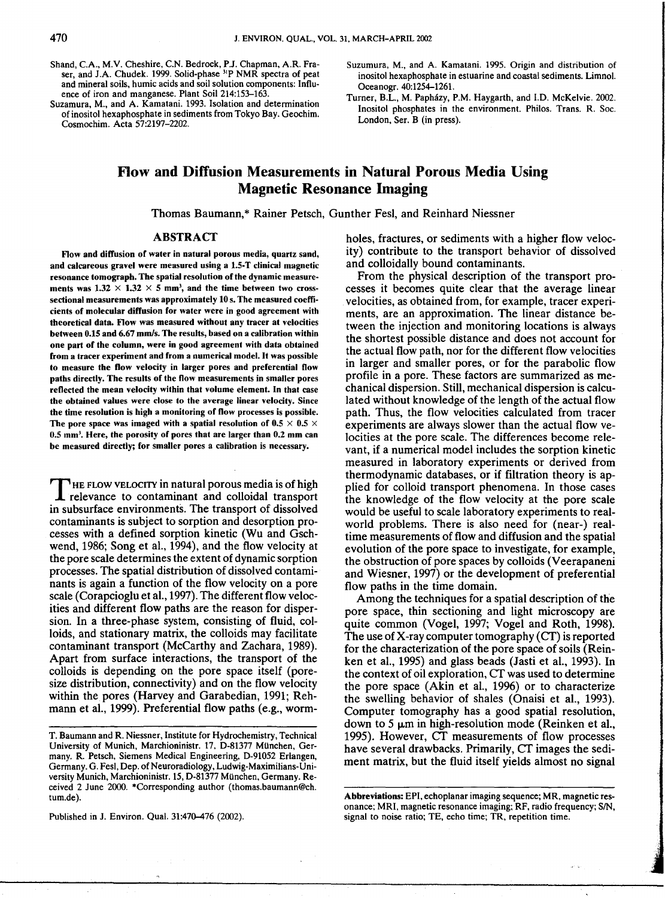Shand, C.A., M.V. Cheshire, C.N. Bedrock, P.J. Chapman, A.R. Fraser, and J.A. Chudek. 1999. Solid-phase $^{31}$P NMR spectra of peat and mineral soils, humic acids and soil solution components: Influence of iron and manganese. Plant Soil 214:153–163.

Suzamura, M., and A. Kamatani. 1993. Isolation and determination of inositol hexaphosphate in sediments from Tokyo Bay. Geochim. Cosmochim. Acta 57:2197–2202.

Suzumura, M., and A. Kamatani. 1995. Origin and distribution of inositol hexaphosphate in estuarine and coastal sediments. Limnol. Oceanogr. 40:1254–1261.

Turner, B.L., M. Papházy, P.M. Haygarth, and I.D. McKelvie. 2002. Inositol phosphates in the environment. Philos. Trans. R. Soc. London, Ser. B (in press).

# Flow and Diffusion Measurements in Natural Porous Media Using Magnetic Resonance Imaging

Thomas Baumann,* Rainer Petsch, Gunther Fesl, and Reinhard Niessner

## ABSTRACT

**Flow and diffusion of water in natural porous media, quartz sand, and calcareous gravel were measured using a 1.5-T clinical magnetic resonance tomograph. The spatial resolution of the dynamic measurements was 1.32 × 1.32 × 5 mm³, and the time between two cross-sectional measurements was approximately 10 s. The measured coefficients of molecular diffusion for water were in good agreement with theoretical data. Flow was measured without any tracer at velocities between 0.15 and 6.67 mm/s. The results, based on a calibration within one part of the column, were in good agreement with data obtained from a tracer experiment and from a numerical model. It was possible to measure the flow velocity in larger pores and preferential flow paths directly. The results of the flow measurements in smaller pores reflected the mean velocity within that volume element. In that case the obtained values were close to the average linear velocity. Since the time resolution is high a monitoring of flow processes is possible. The pore space was imaged with a spatial resolution of 0.5 × 0.5 × 0.5 mm³. Here, the porosity of pores that are larger than 0.2 mm can be measured directly; for smaller pores a calibration is necessary.**

The flow velocity in natural porous media is of high relevance to contaminant and colloidal transport in subsurface environments. The transport of dissolved contaminants is subject to sorption and desorption processes with a defined sorption kinetic (Wu and Gschwend, 1986; Song et al., 1994), and the flow velocity at the pore scale determines the extent of dynamic sorption processes. The spatial distribution of dissolved contaminants is again a function of the flow velocity on a pore scale (Corapcioglu et al., 1997). The different flow velocities and different flow paths are the reason for dispersion. In a three-phase system, consisting of fluid, colloids, and stationary matrix, the colloids may facilitate contaminant transport (McCarthy and Zachara, 1989). Apart from surface interactions, the transport of the colloids is depending on the pore space itself (pore-size distribution, connectivity) and on the flow velocity within the pores (Harvey and Garabedian, 1991; Rehmann et al., 1999). Preferential flow paths (e.g., wormholes, fractures, or sediments with a higher flow velocity) contribute to the transport behavior of dissolved and colloidally bound contaminants.

From the physical description of the transport processes it becomes quite clear that the average linear velocities, as obtained from, for example, tracer experiments, are an approximation. The linear distance between the injection and monitoring locations is always the shortest possible distance and does not account for the actual flow path, nor for the different flow velocities in larger and smaller pores, or for the parabolic flow profile in a pore. These factors are summarized as mechanical dispersion. Still, mechanical dispersion is calculated without knowledge of the length of the actual flow path. Thus, the flow velocities calculated from tracer experiments are always slower than the actual flow velocities at the pore scale. The differences become relevant, if a numerical model includes the sorption kinetic measured in laboratory experiments or derived from thermodynamic databases, or if filtration theory is applied for colloid transport phenomena. In those cases the knowledge of the flow velocity at the pore scale would be useful to scale laboratory experiments to real-world problems. There is also need for (near-) real-time measurements of flow and diffusion and the spatial evolution of the pore space to investigate, for example, the obstruction of pore spaces by colloids (Veerapaneni and Wiesner, 1997) or the development of preferential flow paths in the time domain.

Among the techniques for a spatial description of the pore space, thin sectioning and light microscopy are quite common (Vogel, 1997; Vogel and Roth, 1998). The use of X-ray computer tomography (CT) is reported for the characterization of the pore space of soils (Reinken et al., 1995) and glass beads (Jasti et al., 1993). In the context of oil exploration, CT was used to determine the pore space (Akin et al., 1996) or to characterize the swelling behavior of shales (Onaisi et al., 1993). Computer tomography has a good spatial resolution, down to 5 μm in high-resolution mode (Reinken et al., 1995). However, CT measurements of flow processes have several drawbacks. Primarily, CT images the sediment matrix, but the fluid itself yields almost no signal

---

T. Baumann and R. Niessner, Institute for Hydrochemistry, Technical University of Munich, Marchioninistr. 17, D-81377 München, Germany. R. Petsch, Siemens Medical Engineering, D-91052 Erlangen, Germany. G. Fesl, Dep. of Neuroradiology, Ludwig-Maximilians-University Munich, Marchioninistr. 15, D-81377 München, Germany. Received 2 June 2000. *Corresponding author (thomas.baumann@ch.tum.de).

Published in J. Environ. Qual. 31:470–476 (2002).

**Abbreviations:** EPI, echoplanar imaging sequence; MR, magnetic resonance; MRI, magnetic resonance imaging; RF, radio frequency; S/N, signal to noise ratio; TE, echo time; TR, repetition time.